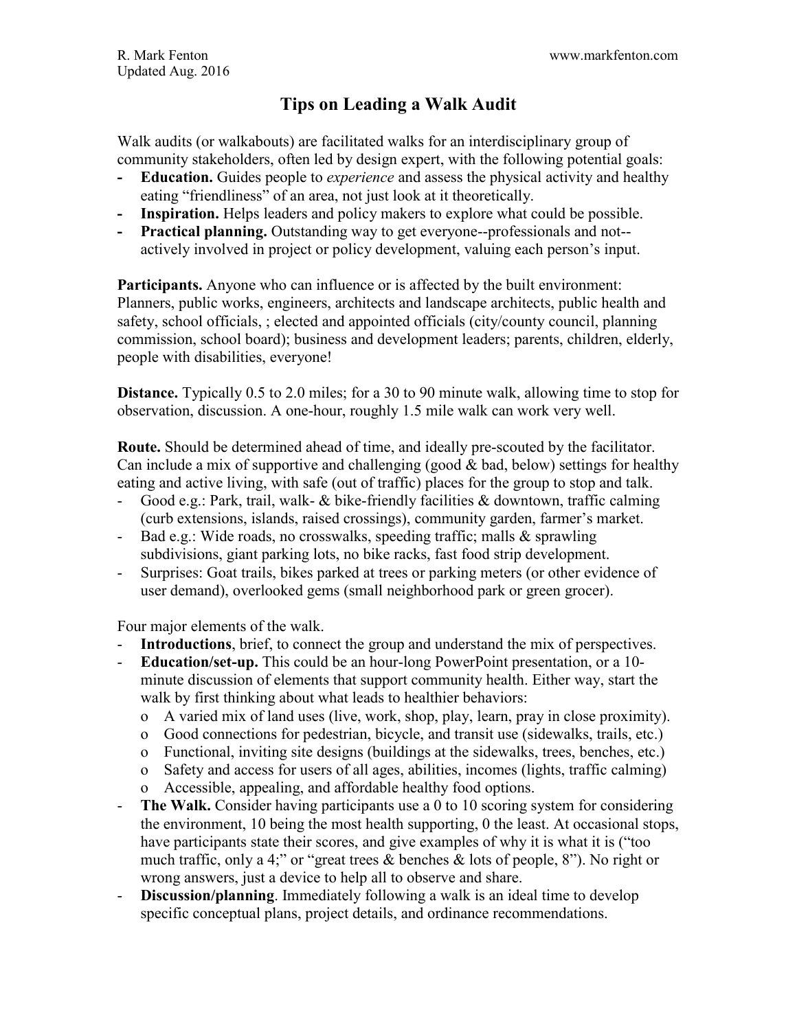R. Mark Fenton www.markfenton.com
Updated Aug. 2016

# Tips on Leading a Walk Audit

Walk audits (or walkabouts) are facilitated walks for an interdisciplinary group of community stakeholders, often led by design expert, with the following potential goals:

- **Education.** Guides people to *experience* and assess the physical activity and healthy eating "friendliness" of an area, not just look at it theoretically.
- **Inspiration.** Helps leaders and policy makers to explore what could be possible.
- **Practical planning.** Outstanding way to get everyone--professionals and not--actively involved in project or policy development, valuing each person's input.

**Participants.** Anyone who can influence or is affected by the built environment: Planners, public works, engineers, architects and landscape architects, public health and safety, school officials, ; elected and appointed officials (city/county council, planning commission, school board); business and development leaders; parents, children, elderly, people with disabilities, everyone!

**Distance.** Typically 0.5 to 2.0 miles; for a 30 to 90 minute walk, allowing time to stop for observation, discussion. A one-hour, roughly 1.5 mile walk can work very well.

**Route.** Should be determined ahead of time, and ideally pre-scouted by the facilitator. Can include a mix of supportive and challenging (good & bad, below) settings for healthy eating and active living, with safe (out of traffic) places for the group to stop and talk.

- Good e.g.: Park, trail, walk- & bike-friendly facilities & downtown, traffic calming (curb extensions, islands, raised crossings), community garden, farmer's market.
- Bad e.g.: Wide roads, no crosswalks, speeding traffic; malls & sprawling subdivisions, giant parking lots, no bike racks, fast food strip development.
- Surprises: Goat trails, bikes parked at trees or parking meters (or other evidence of user demand), overlooked gems (small neighborhood park or green grocer).

Four major elements of the walk.

- **Introductions**, brief, to connect the group and understand the mix of perspectives.
- **Education/set-up.** This could be an hour-long PowerPoint presentation, or a 10-minute discussion of elements that support community health. Either way, start the walk by first thinking about what leads to healthier behaviors:
    - A varied mix of land uses (live, work, shop, play, learn, pray in close proximity).
    - Good connections for pedestrian, bicycle, and transit use (sidewalks, trails, etc.)
    - Functional, inviting site designs (buildings at the sidewalks, trees, benches, etc.)
    - Safety and access for users of all ages, abilities, incomes (lights, traffic calming)
    - Accessible, appealing, and affordable healthy food options.
- **The Walk.** Consider having participants use a 0 to 10 scoring system for considering the environment, 10 being the most health supporting, 0 the least. At occasional stops, have participants state their scores, and give examples of why it is what it is ("too much traffic, only a 4;" or "great trees & benches & lots of people, 8"). No right or wrong answers, just a device to help all to observe and share.
- **Discussion/planning**. Immediately following a walk is an ideal time to develop specific conceptual plans, project details, and ordinance recommendations.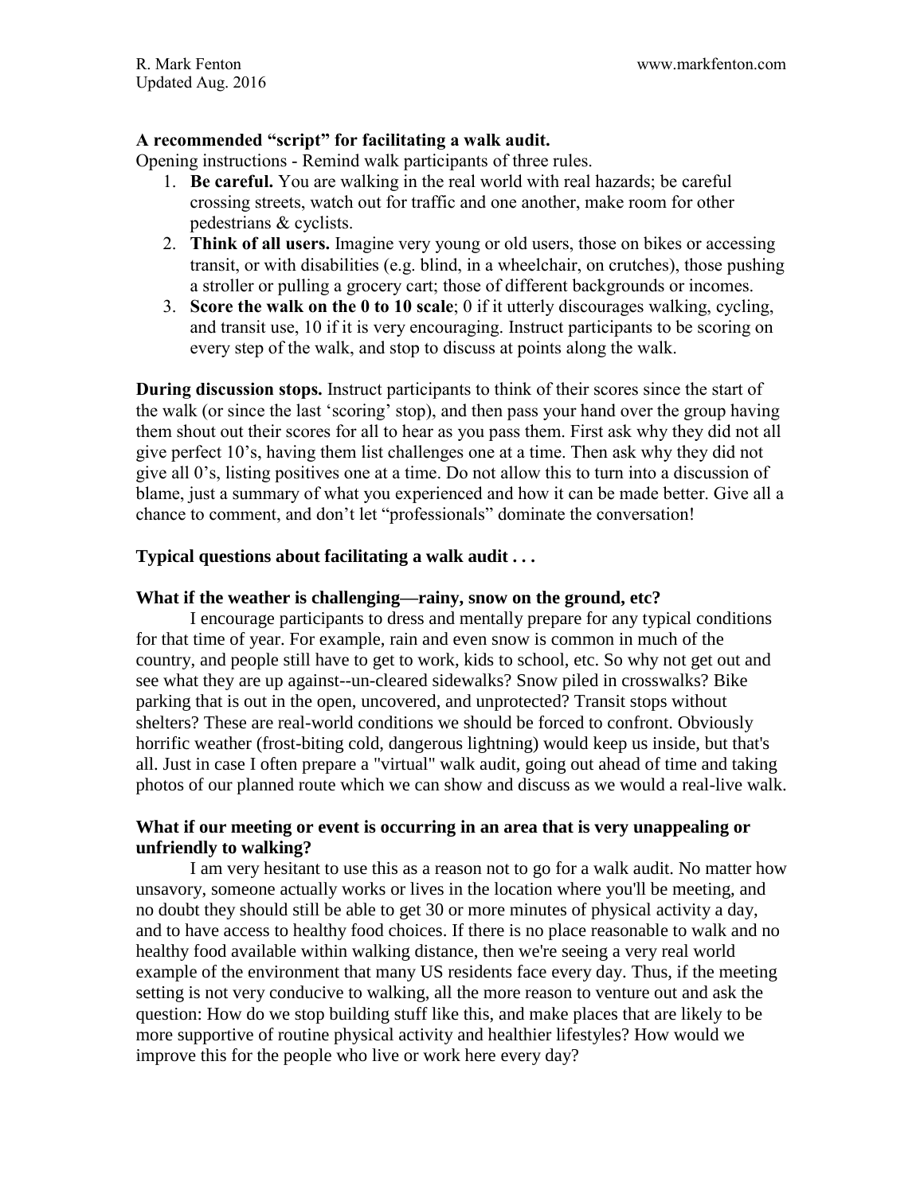**A recommended "script" for facilitating a walk audit.**

Opening instructions - Remind walk participants of three rules.

1. **Be careful.** You are walking in the real world with real hazards; be careful crossing streets, watch out for traffic and one another, make room for other pedestrians & cyclists.
2. **Think of all users.** Imagine very young or old users, those on bikes or accessing transit, or with disabilities (e.g. blind, in a wheelchair, on crutches), those pushing a stroller or pulling a grocery cart; those of different backgrounds or incomes.
3. **Score the walk on the 0 to 10 scale**; 0 if it utterly discourages walking, cycling, and transit use, 10 if it is very encouraging. Instruct participants to be scoring on every step of the walk, and stop to discuss at points along the walk.

**During discussion stops.** Instruct participants to think of their scores since the start of the walk (or since the last 'scoring' stop), and then pass your hand over the group having them shout out their scores for all to hear as you pass them. First ask why they did not all give perfect 10's, having them list challenges one at a time. Then ask why they did not give all 0's, listing positives one at a time. Do not allow this to turn into a discussion of blame, just a summary of what you experienced and how it can be made better. Give all a chance to comment, and don't let "professionals" dominate the conversation!

**Typical questions about facilitating a walk audit . . .**

**What if the weather is challenging—rainy, snow on the ground, etc?**

I encourage participants to dress and mentally prepare for any typical conditions for that time of year. For example, rain and even snow is common in much of the country, and people still have to get to work, kids to school, etc. So why not get out and see what they are up against--un-cleared sidewalks? Snow piled in crosswalks? Bike parking that is out in the open, uncovered, and unprotected? Transit stops without shelters? These are real-world conditions we should be forced to confront. Obviously horrific weather (frost-biting cold, dangerous lightning) would keep us inside, but that's all. Just in case I often prepare a "virtual" walk audit, going out ahead of time and taking photos of our planned route which we can show and discuss as we would a real-live walk.

**What if our meeting or event is occurring in an area that is very unappealing or unfriendly to walking?**

I am very hesitant to use this as a reason not to go for a walk audit. No matter how unsavory, someone actually works or lives in the location where you'll be meeting, and no doubt they should still be able to get 30 or more minutes of physical activity a day, and to have access to healthy food choices. If there is no place reasonable to walk and no healthy food available within walking distance, then we're seeing a very real world example of the environment that many US residents face every day. Thus, if the meeting setting is not very conducive to walking, all the more reason to venture out and ask the question: How do we stop building stuff like this, and make places that are likely to be more supportive of routine physical activity and healthier lifestyles? How would we improve this for the people who live or work here every day?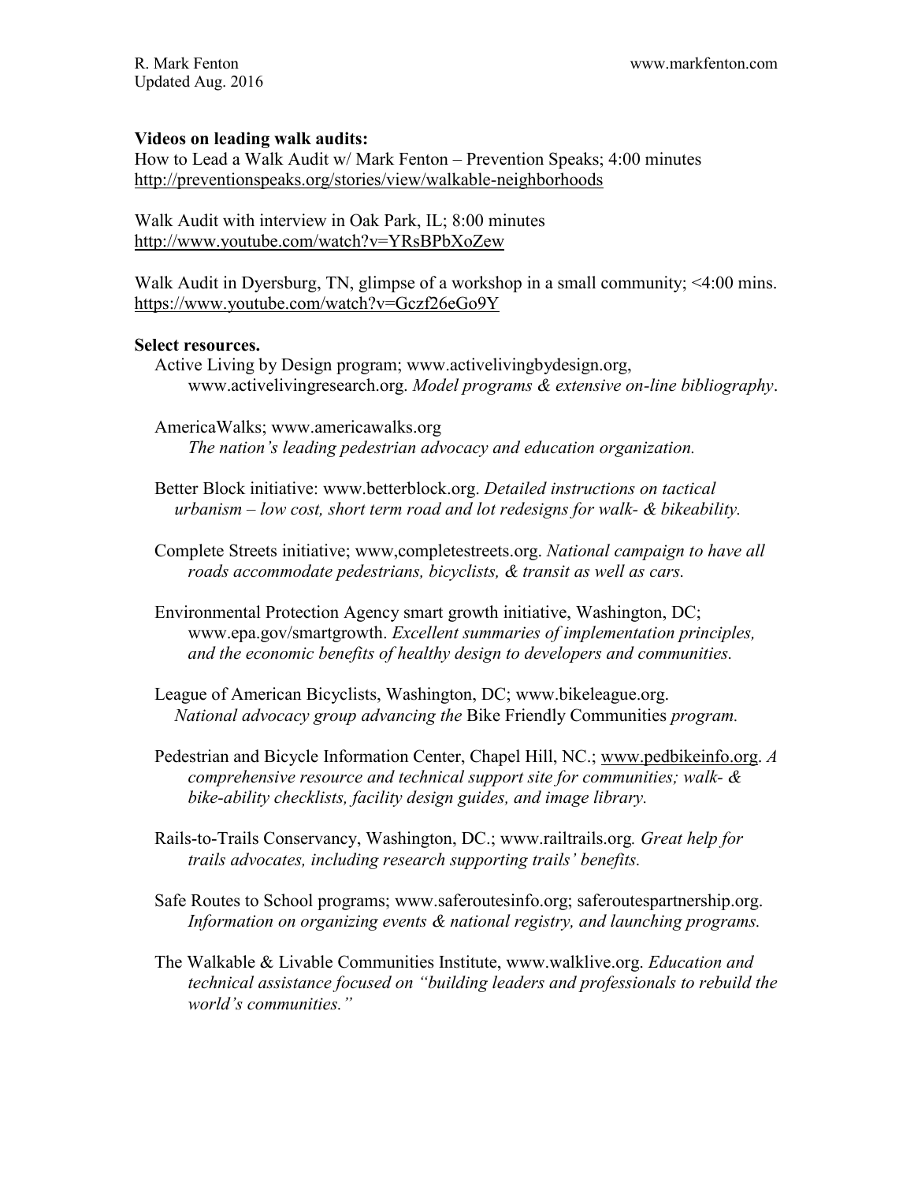**Videos on leading walk audits:**

How to Lead a Walk Audit w/ Mark Fenton – Prevention Speaks; 4:00 minutes
http://preventionspeaks.org/stories/view/walkable-neighborhoods

Walk Audit with interview in Oak Park, IL; 8:00 minutes
http://www.youtube.com/watch?v=YRsBPbXoZew

Walk Audit in Dyersburg, TN, glimpse of a workshop in a small community; <4:00 mins.
https://www.youtube.com/watch?v=Gczf26eGo9Y

**Select resources.**

Active Living by Design program; www.activelivingbydesign.org, www.activelivingresearch.org. *Model programs & extensive on-line bibliography*.

AmericaWalks; www.americawalks.org *The nation's leading pedestrian advocacy and education organization.*

Better Block initiative: www.betterblock.org. *Detailed instructions on tactical urbanism – low cost, short term road and lot redesigns for walk- & bikeability.*

Complete Streets initiative; www,completestreets.org. *National campaign to have all roads accommodate pedestrians, bicyclists, & transit as well as cars.*

Environmental Protection Agency smart growth initiative, Washington, DC; www.epa.gov/smartgrowth. *Excellent summaries of implementation principles, and the economic benefits of healthy design to developers and communities.*

League of American Bicyclists, Washington, DC; www.bikeleague.org. *National advocacy group advancing the* Bike Friendly Communities *program.*

Pedestrian and Bicycle Information Center, Chapel Hill, NC.; www.pedbikeinfo.org. *A comprehensive resource and technical support site for communities; walk- & bike-ability checklists, facility design guides, and image library.*

Rails-to-Trails Conservancy, Washington, DC.; www.railtrails.org*. Great help for trails advocates, including research supporting trails' benefits.*

Safe Routes to School programs; www.saferoutesinfo.org; saferoutespartnership.org. *Information on organizing events & national registry, and launching programs.*

The Walkable & Livable Communities Institute, www.walklive.org. *Education and technical assistance focused on "building leaders and professionals to rebuild the world's communities."*